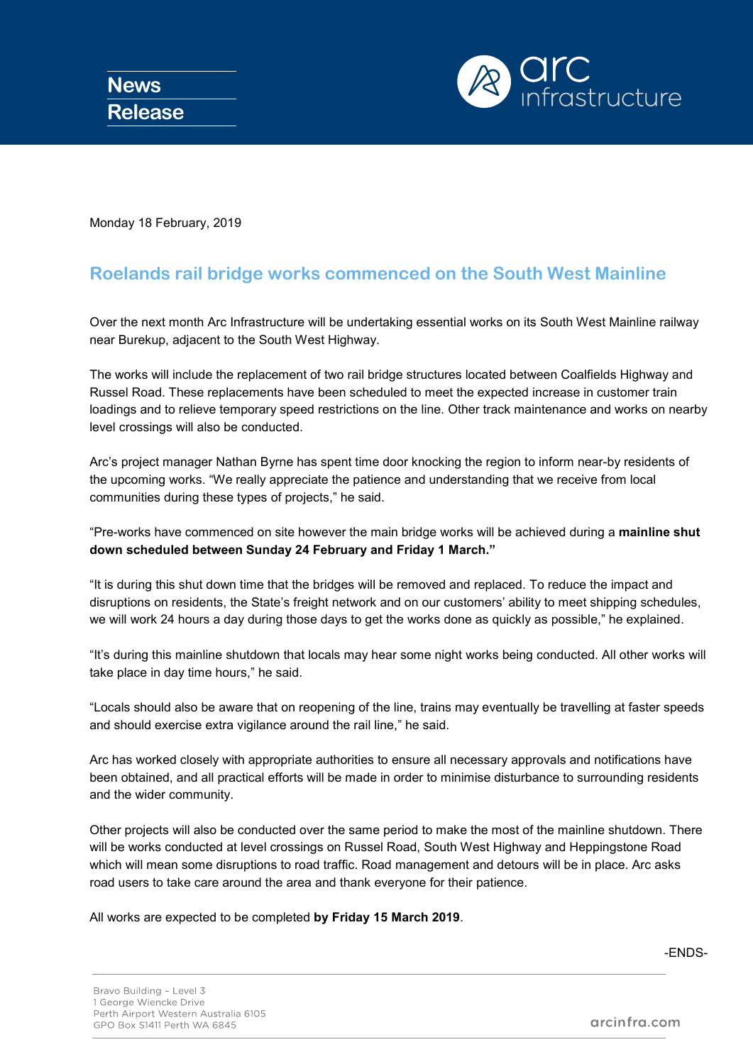News Release

arc infrastructure

Monday 18 February, 2019

# Roelands rail bridge works commenced on the South West Mainline

Over the next month Arc Infrastructure will be undertaking essential works on its South West Mainline railway near Burekup, adjacent to the South West Highway.

The works will include the replacement of two rail bridge structures located between Coalfields Highway and Russel Road. These replacements have been scheduled to meet the expected increase in customer train loadings and to relieve temporary speed restrictions on the line. Other track maintenance and works on nearby level crossings will also be conducted.

Arc's project manager Nathan Byrne has spent time door knocking the region to inform near-by residents of the upcoming works. "We really appreciate the patience and understanding that we receive from local communities during these types of projects," he said.

"Pre-works have commenced on site however the main bridge works will be achieved during a **mainline shut down scheduled between Sunday 24 February and Friday 1 March."**

"It is during this shut down time that the bridges will be removed and replaced. To reduce the impact and disruptions on residents, the State's freight network and on our customers' ability to meet shipping schedules, we will work 24 hours a day during those days to get the works done as quickly as possible," he explained.

"It's during this mainline shutdown that locals may hear some night works being conducted. All other works will take place in day time hours," he said.

"Locals should also be aware that on reopening of the line, trains may eventually be travelling at faster speeds and should exercise extra vigilance around the rail line," he said.

Arc has worked closely with appropriate authorities to ensure all necessary approvals and notifications have been obtained, and all practical efforts will be made in order to minimise disturbance to surrounding residents and the wider community.

Other projects will also be conducted over the same period to make the most of the mainline shutdown. There will be works conducted at level crossings on Russel Road, South West Highway and Heppingstone Road which will mean some disruptions to road traffic. Road management and detours will be in place. Arc asks road users to take care around the area and thank everyone for their patience.

All works are expected to be completed **by Friday 15 March 2019**.

-ENDS-

Bravo Building – Level 3
1 George Wiencke Drive
Perth Airport Western Australia 6105
GPO Box S1411 Perth WA 6845

arcinfra.com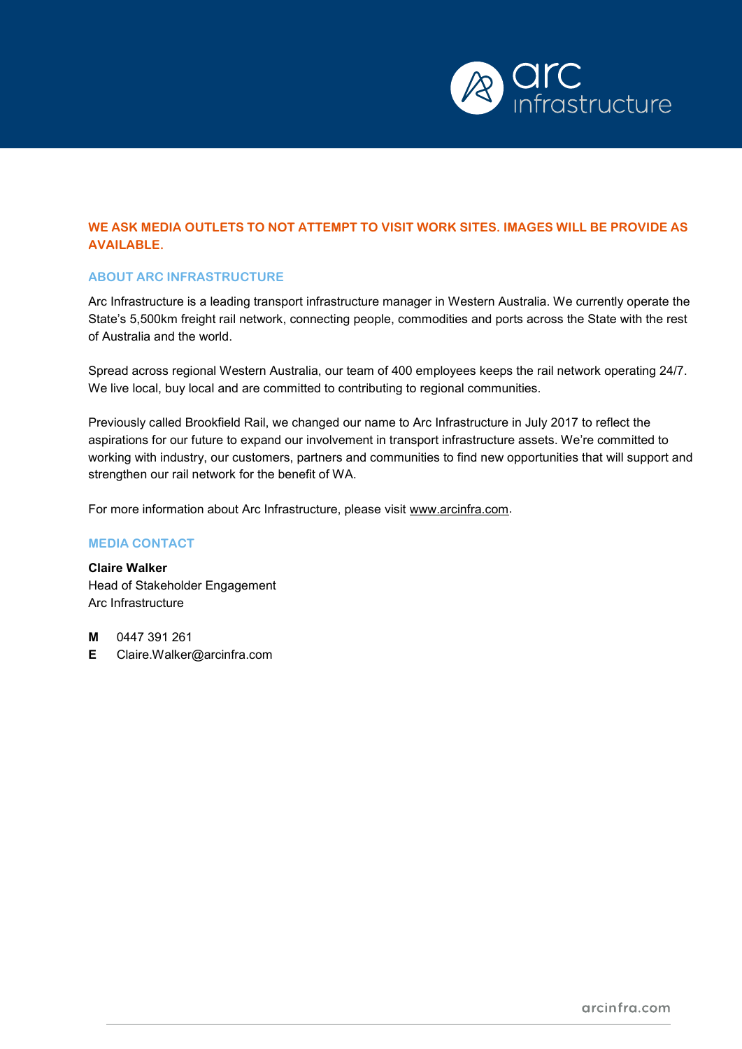**WE ASK MEDIA OUTLETS TO NOT ATTEMPT TO VISIT WORK SITES. IMAGES WILL BE PROVIDE AS AVAILABLE.**

## ABOUT ARC INFRASTRUCTURE

Arc Infrastructure is a leading transport infrastructure manager in Western Australia. We currently operate the State's 5,500km freight rail network, connecting people, commodities and ports across the State with the rest of Australia and the world.

Spread across regional Western Australia, our team of 400 employees keeps the rail network operating 24/7. We live local, buy local and are committed to contributing to regional communities.

Previously called Brookfield Rail, we changed our name to Arc Infrastructure in July 2017 to reflect the aspirations for our future to expand our involvement in transport infrastructure assets. We're committed to working with industry, our customers, partners and communities to find new opportunities that will support and strengthen our rail network for the benefit of WA.

For more information about Arc Infrastructure, please visit www.arcinfra.com.

## MEDIA CONTACT

**Claire Walker**
Head of Stakeholder Engagement
Arc Infrastructure

**M** 0447 391 261
**E** Claire.Walker@arcinfra.com